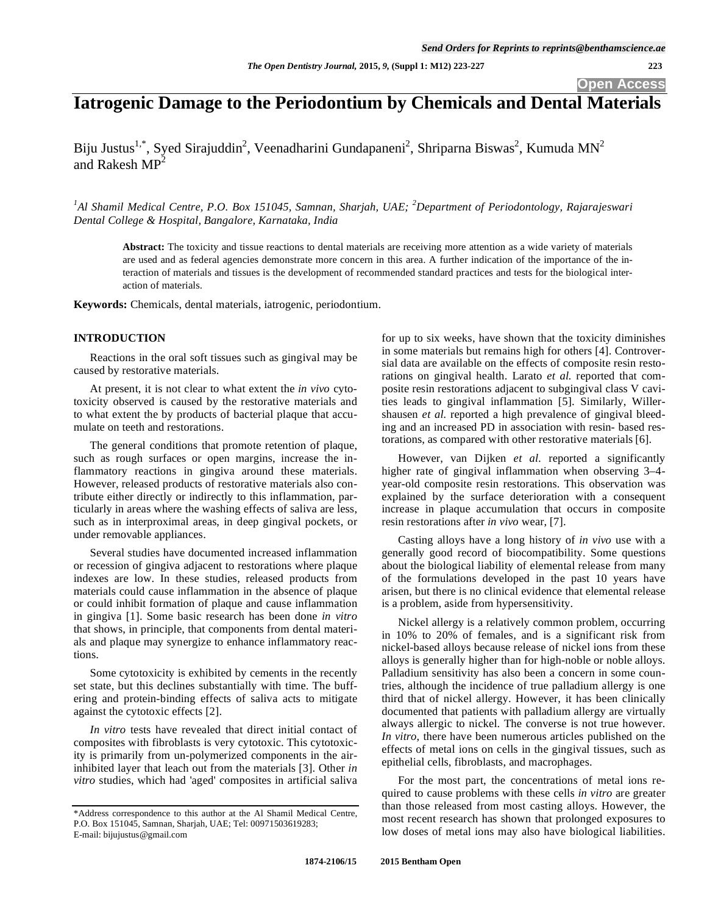# Iatrogenic Damage to the Periodontium by Chemicals and Dental Materials

Biju Justus[1,*], Syed Sirajuddin[2], Veenadharini Gundapaneni[2], Shriparna Biswas[2], Kumuda MN[2] and Rakesh MP[2]

[1] *Al Shamil Medical Centre, P.O. Box 151045, Samnan, Sharjah, UAE;* [2] *Department of Periodontology, Rajarajeswari Dental College & Hospital, Bangalore, Karnataka, India*

**Abstract:** The toxicity and tissue reactions to dental materials are receiving more attention as a wide variety of materials are used and as federal agencies demonstrate more concern in this area. A further indication of the importance of the interaction of materials and tissues is the development of recommended standard practices and tests for the biological interaction of materials.

**Keywords:** Chemicals, dental materials, iatrogenic, periodontium.

## INTRODUCTION

Reactions in the oral soft tissues such as gingival may be caused by restorative materials.

At present, it is not clear to what extent the *in vivo* cytotoxicity observed is caused by the restorative materials and to what extent the by products of bacterial plaque that accumulate on teeth and restorations.

The general conditions that promote retention of plaque, such as rough surfaces or open margins, increase the inflammatory reactions in gingiva around these materials. However, released products of restorative materials also contribute either directly or indirectly to this inflammation, particularly in areas where the washing effects of saliva are less, such as in interproximal areas, in deep gingival pockets, or under removable appliances.

Several studies have documented increased inflammation or recession of gingiva adjacent to restorations where plaque indexes are low. In these studies, released products from materials could cause inflammation in the absence of plaque or could inhibit formation of plaque and cause inflammation in gingiva [1]. Some basic research has been done *in vitro* that shows, in principle, that components from dental materials and plaque may synergize to enhance inflammatory reactions.

Some cytotoxicity is exhibited by cements in the recently set state, but this declines substantially with time. The buffering and protein-binding effects of saliva acts to mitigate against the cytotoxic effects [2].

*In vitro* tests have revealed that direct initial contact of composites with fibroblasts is very cytotoxic. This cytotoxicity is primarily from un-polymerized components in the air-inhibited layer that leach out from the materials [3]. Other *in vitro* studies, which had 'aged' composites in artificial saliva for up to six weeks, have shown that the toxicity diminishes in some materials but remains high for others [4]. Controversial data are available on the effects of composite resin restorations on gingival health. Larato *et al.* reported that composite resin restorations adjacent to subgingival class V cavities leads to gingival inflammation [5]. Similarly, Willershausen *et al.* reported a high prevalence of gingival bleeding and an increased PD in association with resin- based restorations, as compared with other restorative materials [6].

However, van Dijken *et al.* reported a significantly higher rate of gingival inflammation when observing 3–4-year-old composite resin restorations. This observation was explained by the surface deterioration with a consequent increase in plaque accumulation that occurs in composite resin restorations after *in vivo* wear, [7].

Casting alloys have a long history of *in vivo* use with a generally good record of biocompatibility. Some questions about the biological liability of elemental release from many of the formulations developed in the past 10 years have arisen, but there is no clinical evidence that elemental release is a problem, aside from hypersensitivity.

Nickel allergy is a relatively common problem, occurring in 10% to 20% of females, and is a significant risk from nickel-based alloys because release of nickel ions from these alloys is generally higher than for high-noble or noble alloys. Palladium sensitivity has also been a concern in some countries, although the incidence of true palladium allergy is one third that of nickel allergy. However, it has been clinically documented that patients with palladium allergy are virtually always allergic to nickel. The converse is not true however. *In vitro*, there have been numerous articles published on the effects of metal ions on cells in the gingival tissues, such as epithelial cells, fibroblasts, and macrophages.

For the most part, the concentrations of metal ions required to cause problems with these cells *in vitro* are greater than those released from most casting alloys. However, the most recent research has shown that prolonged exposures to low doses of metal ions may also have biological liabilities.

*Address correspondence to this author at the Al Shamil Medical Centre, P.O. Box 151045, Samnan, Sharjah, UAE; Tel: 00971503619283; E-mail: bijujustus@gmail.com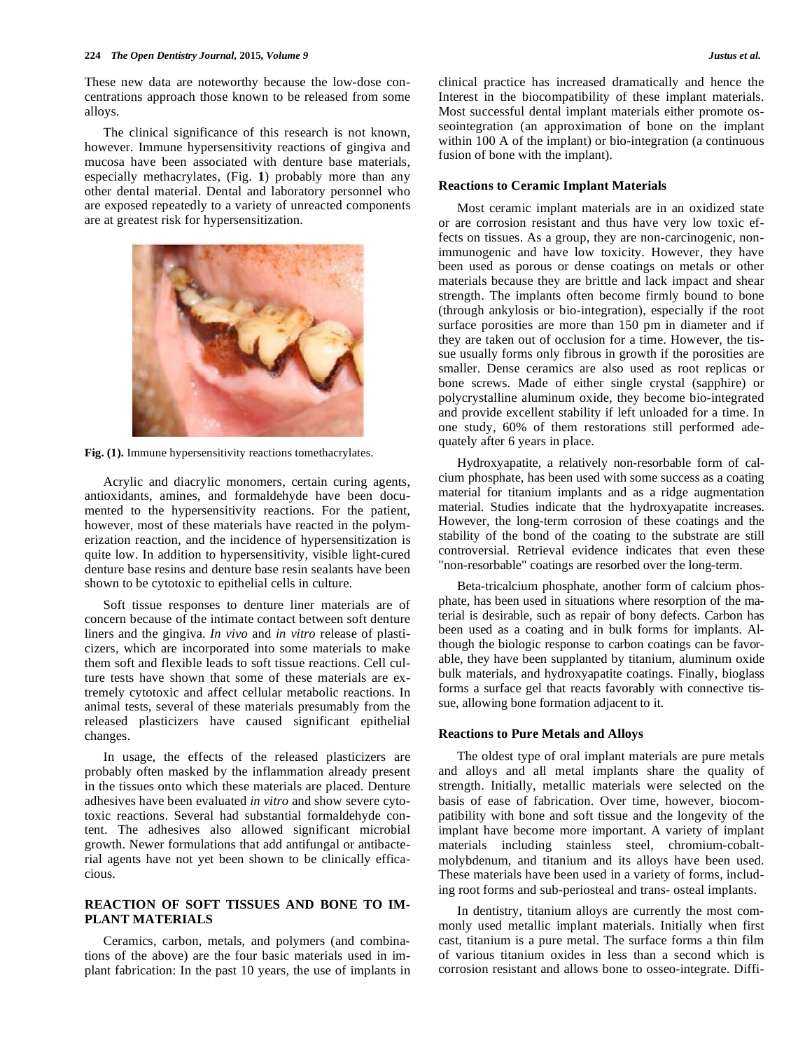These new data are noteworthy because the low-dose concentrations approach those known to be released from some alloys.

The clinical significance of this research is not known, however. Immune hypersensitivity reactions of gingiva and mucosa have been associated with denture base materials, especially methacrylates, (Fig. **1**) probably more than any other dental material. Dental and laboratory personnel who are exposed repeatedly to a variety of unreacted components are at greatest risk for hypersensitization.

**Fig. (1).** Immune hypersensitivity reactions tomethacrylates.

Acrylic and diacrylic monomers, certain curing agents, antioxidants, amines, and formaldehyde have been documented to the hypersensitivity reactions. For the patient, however, most of these materials have reacted in the polymerization reaction, and the incidence of hypersensitization is quite low. In addition to hypersensitivity, visible light-cured denture base resins and denture base resin sealants have been shown to be cytotoxic to epithelial cells in culture.

Soft tissue responses to denture liner materials are of concern because of the intimate contact between soft denture liners and the gingiva. *In vivo* and *in vitro* release of plasticizers, which are incorporated into some materials to make them soft and flexible leads to soft tissue reactions. Cell culture tests have shown that some of these materials are extremely cytotoxic and affect cellular metabolic reactions. In animal tests, several of these materials presumably from the released plasticizers have caused significant epithelial changes.

In usage, the effects of the released plasticizers are probably often masked by the inflammation already present in the tissues onto which these materials are placed. Denture adhesives have been evaluated *in vitro* and show severe cytotoxic reactions. Several had substantial formaldehyde content. The adhesives also allowed significant microbial growth. Newer formulations that add antifungal or antibacterial agents have not yet been shown to be clinically efficacious.

## REACTION OF SOFT TISSUES AND BONE TO IMPLANT MATERIALS

Ceramics, carbon, metals, and polymers (and combinations of the above) are the four basic materials used in implant fabrication: In the past 10 years, the use of implants in clinical practice has increased dramatically and hence the Interest in the biocompatibility of these implant materials. Most successful dental implant materials either promote osseointegration (an approximation of bone on the implant within 100 A of the implant) or bio-integration (a continuous fusion of bone with the implant).

### Reactions to Ceramic Implant Materials

Most ceramic implant materials are in an oxidized state or are corrosion resistant and thus have very low toxic effects on tissues. As a group, they are non-carcinogenic, non-immunogenic and have low toxicity. However, they have been used as porous or dense coatings on metals or other materials because they are brittle and lack impact and shear strength. The implants often become firmly bound to bone (through ankylosis or bio-integration), especially if the root surface porosities are more than 150 pm in diameter and if they are taken out of occlusion for a time. However, the tissue usually forms only fibrous in growth if the porosities are smaller. Dense ceramics are also used as root replicas or bone screws. Made of either single crystal (sapphire) or polycrystalline aluminum oxide, they become bio-integrated and provide excellent stability if left unloaded for a time. In one study, 60% of them restorations still performed adequately after 6 years in place.

Hydroxyapatite, a relatively non-resorbable form of calcium phosphate, has been used with some success as a coating material for titanium implants and as a ridge augmentation material. Studies indicate that the hydroxyapatite increases. However, the long-term corrosion of these coatings and the stability of the bond of the coating to the substrate are still controversial. Retrieval evidence indicates that even these "non-resorbable" coatings are resorbed over the long-term.

Beta-tricalcium phosphate, another form of calcium phosphate, has been used in situations where resorption of the material is desirable, such as repair of bony defects. Carbon has been used as a coating and in bulk forms for implants. Although the biologic response to carbon coatings can be favorable, they have been supplanted by titanium, aluminum oxide bulk materials, and hydroxyapatite coatings. Finally, bioglass forms a surface gel that reacts favorably with connective tissue, allowing bone formation adjacent to it.

### Reactions to Pure Metals and Alloys

The oldest type of oral implant materials are pure metals and alloys and all metal implants share the quality of strength. Initially, metallic materials were selected on the basis of ease of fabrication. Over time, however, biocompatibility with bone and soft tissue and the longevity of the implant have become more important. A variety of implant materials including stainless steel, chromium-cobalt-molybdenum, and titanium and its alloys have been used. These materials have been used in a variety of forms, including root forms and sub-periosteal and trans- osteal implants.

In dentistry, titanium alloys are currently the most commonly used metallic implant materials. Initially when first cast, titanium is a pure metal. The surface forms a thin film of various titanium oxides in less than a second which is corrosion resistant and allows bone to osseo-integrate. Diffi-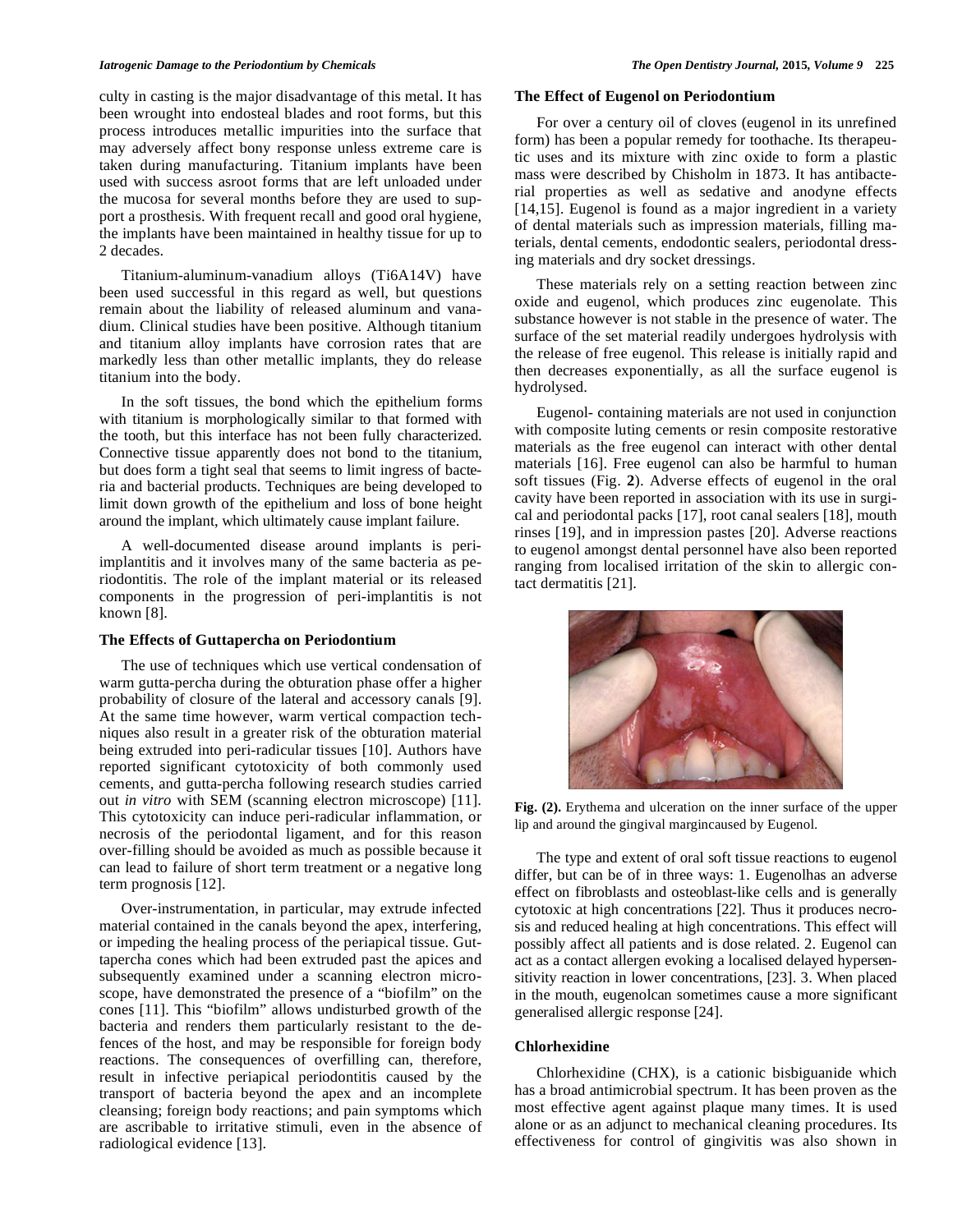culty in casting is the major disadvantage of this metal. It has been wrought into endosteal blades and root forms, but this process introduces metallic impurities into the surface that may adversely affect bony response unless extreme care is taken during manufacturing. Titanium implants have been used with success asroot forms that are left unloaded under the mucosa for several months before they are used to support a prosthesis. With frequent recall and good oral hygiene, the implants have been maintained in healthy tissue for up to 2 decades.

Titanium-aluminum-vanadium alloys (Ti6A14V) have been used successful in this regard as well, but questions remain about the liability of released aluminum and vanadium. Clinical studies have been positive. Although titanium and titanium alloy implants have corrosion rates that are markedly less than other metallic implants, they do release titanium into the body.

In the soft tissues, the bond which the epithelium forms with titanium is morphologically similar to that formed with the tooth, but this interface has not been fully characterized. Connective tissue apparently does not bond to the titanium, but does form a tight seal that seems to limit ingress of bacteria and bacterial products. Techniques are being developed to limit down growth of the epithelium and loss of bone height around the implant, which ultimately cause implant failure.

A well-documented disease around implants is peri-implantitis and it involves many of the same bacteria as periodontitis. The role of the implant material or its released components in the progression of peri-implantitis is not known [8].

### The Effects of Guttapercha on Periodontium

The use of techniques which use vertical condensation of warm gutta-percha during the obturation phase offer a higher probability of closure of the lateral and accessory canals [9]. At the same time however, warm vertical compaction techniques also result in a greater risk of the obturation material being extruded into peri-radicular tissues [10]. Authors have reported significant cytotoxicity of both commonly used cements, and gutta-percha following research studies carried out *in vitro* with SEM (scanning electron microscope) [11]. This cytotoxicity can induce peri-radicular inflammation, or necrosis of the periodontal ligament, and for this reason over-filling should be avoided as much as possible because it can lead to failure of short term treatment or a negative long term prognosis [12].

Over-instrumentation, in particular, may extrude infected material contained in the canals beyond the apex, interfering, or impeding the healing process of the periapical tissue. Guttapercha cones which had been extruded past the apices and subsequently examined under a scanning electron microscope, have demonstrated the presence of a "biofilm" on the cones [11]. This "biofilm" allows undisturbed growth of the bacteria and renders them particularly resistant to the defences of the host, and may be responsible for foreign body reactions. The consequences of overfilling can, therefore, result in infective periapical periodontitis caused by the transport of bacteria beyond the apex and an incomplete cleansing; foreign body reactions; and pain symptoms which are ascribable to irritative stimuli, even in the absence of radiological evidence [13].

### The Effect of Eugenol on Periodontium

For over a century oil of cloves (eugenol in its unrefined form) has been a popular remedy for toothache. Its therapeutic uses and its mixture with zinc oxide to form a plastic mass were described by Chisholm in 1873. It has antibacterial properties as well as sedative and anodyne effects [14,15]. Eugenol is found as a major ingredient in a variety of dental materials such as impression materials, filling materials, dental cements, endodontic sealers, periodontal dressing materials and dry socket dressings.

These materials rely on a setting reaction between zinc oxide and eugenol, which produces zinc eugenolate. This substance however is not stable in the presence of water. The surface of the set material readily undergoes hydrolysis with the release of free eugenol. This release is initially rapid and then decreases exponentially, as all the surface eugenol is hydrolysed.

Eugenol- containing materials are not used in conjunction with composite luting cements or resin composite restorative materials as the free eugenol can interact with other dental materials [16]. Free eugenol can also be harmful to human soft tissues (Fig. **2**). Adverse effects of eugenol in the oral cavity have been reported in association with its use in surgical and periodontal packs [17], root canal sealers [18], mouth rinses [19], and in impression pastes [20]. Adverse reactions to eugenol amongst dental personnel have also been reported ranging from localised irritation of the skin to allergic contact dermatitis [21].

**Fig. (2).** Erythema and ulceration on the inner surface of the upper lip and around the gingival margincaused by Eugenol.

The type and extent of oral soft tissue reactions to eugenol differ, but can be of in three ways: 1. Eugenolhas an adverse effect on fibroblasts and osteoblast-like cells and is generally cytotoxic at high concentrations [22]. Thus it produces necrosis and reduced healing at high concentrations. This effect will possibly affect all patients and is dose related. 2. Eugenol can act as a contact allergen evoking a localised delayed hypersensitivity reaction in lower concentrations, [23]. 3. When placed in the mouth, eugenolcan sometimes cause a more significant generalised allergic response [24].

### Chlorhexidine

Chlorhexidine (CHX), is a cationic bisbiguanide which has a broad antimicrobial spectrum. It has been proven as the most effective agent against plaque many times. It is used alone or as an adjunct to mechanical cleaning procedures. Its effectiveness for control of gingivitis was also shown in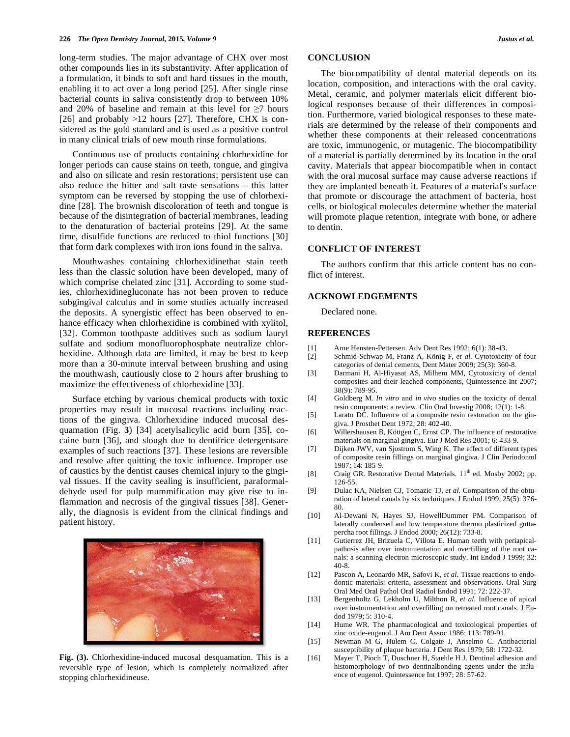long-term studies. The major advantage of CHX over most other compounds lies in its substantivity. After application of a formulation, it binds to soft and hard tissues in the mouth, enabling it to act over a long period [25]. After single rinse bacterial counts in saliva consistently drop to between 10% and 20% of baseline and remain at this level for ≥7 hours [26] and probably >12 hours [27]. Therefore, CHX is considered as the gold standard and is used as a positive control in many clinical trials of new mouth rinse formulations.

Continuous use of products containing chlorhexidine for longer periods can cause stains on teeth, tongue, and gingiva and also on silicate and resin restorations; persistent use can also reduce the bitter and salt taste sensations – this latter symptom can be reversed by stopping the use of chlorhexidine [28]. The brownish discoloration of teeth and tongue is because of the disintegration of bacterial membranes, leading to the denaturation of bacterial proteins [29]. At the same time, disulfide functions are reduced to thiol functions [30] that form dark complexes with iron ions found in the saliva.

Mouthwashes containing chlorhexidinethat stain teeth less than the classic solution have been developed, many of which comprise chelated zinc [31]. According to some studies, chlorhexidinegluconate has not been proven to reduce subgingival calculus and in some studies actually increased the deposits. A synergistic effect has been observed to enhance efficacy when chlorhexidine is combined with xylitol, [32]. Common toothpaste additives such as sodium lauryl sulfate and sodium monofluorophosphate neutralize chlorhexidine. Although data are limited, it may be best to keep more than a 30-minute interval between brushing and using the mouthwash, cautiously close to 2 hours after brushing to maximize the effectiveness of chlorhexidine [33].

Surface etching by various chemical products with toxic properties may result in mucosal reactions including reactions of the gingiva. Chlorhexidine induced mucosal desquamation (Fig. **3**) [34] acetylsalicylic acid burn [35], cocaine burn [36], and slough due to dentifrice detergentsare examples of such reactions [37]. These lesions are reversible and resolve after quitting the toxic influence. Improper use of caustics by the dentist causes chemical injury to the gingival tissues. If the cavity sealing is insufficient, paraformaldehyde used for pulp mummification may give rise to inflammation and necrosis of the gingival tissues [38]. Generally, the diagnosis is evident from the clinical findings and patient history.

**Fig. (3).** Chlorhexidine-induced mucosal desquamation. This is a reversible type of lesion, which is completely normalized after stopping chlorhexidineuse.

## CONCLUSION

The biocompatibility of dental material depends on its location, composition, and interactions with the oral cavity. Metal, ceramic, and polymer materials elicit different biological responses because of their differences in composition. Furthermore, varied biological responses to these materials are determined by the release of their components and whether these components at their released concentrations are toxic, immunogenic, or mutagenic. The biocompatibility of a material is partially determined by its location in the oral cavity. Materials that appear biocompatible when in contact with the oral mucosal surface may cause adverse reactions if they are implanted beneath it. Features of a material's surface that promote or discourage the attachment of bacteria, host cells, or biological molecules determine whether the material will promote plaque retention, integrate with bone, or adhere to dentin.

## CONFLICT OF INTEREST

The authors confirm that this article content has no conflict of interest.

## ACKNOWLEDGEMENTS

Declared none.

## REFERENCES

[1] Arne Hensten-Pettersen. Adv Dent Res 1992; 6(1): 38-43.

[2] Schmid-Schwap M, Franz A, König F, *et al.* Cytotoxicity of four categories of dental cements, Dent Mater 2009; 25(3): 360-8.

[3] Darmani H, Al-Hiyasat AS, Milhem MM, Cytotoxicity of dental composites and their leached components, Quintessence Int 2007; 38(9): 789-95.

[4] Goldberg M. *In vitro* and *in vivo* studies on the toxicity of dental resin components: a review. Clin Oral Investig 2008; 12(1): 1-8.

[5] Larato DC. Influence of a composite resin restoration on the gingiva. J Prosthet Dent 1972; 28: 402-40.

[6] Willershausen B, Köttgen C, Ernst CP. The influence of restorative materials on marginal gingiva. Eur J Med Res 2001; 6: 433-9.

[7] Dijken JWV, van Sjostrom S, Wing K. The effect of different types of composite resin fillings on marginal gingiva. J Clin Periodontol 1987; 14: 185-9.

[8] Craig GR. Restorative Dental Materials. 11th ed. Mosby 2002; pp. 126-55.

[9] Dulac KA, Nielsen CJ, Tomazic TJ, *et al.* Comparison of the obturation of lateral canals by six techniques. J Endod 1999; 25(5): 376-80.

[10] Al-Dewani N, Hayes SJ, HowellDummer PM. Comparison of laterally condensed and low temperature thermo plasticized gutta-percha root fillings. J Endod 2000; 26(12): 733-8.

[11] Gutierrez JH, Brizuela C, Villota E. Human teeth with periapical-pathosis after over instrumentation and overfilling of the root canals: a scanning electron microscopic study. Int Endod J 1999; 32: 40-8.

[12] Pascon A, Leonardo MR, Safovi K, *et al*. Tissue reactions to endodontic materials: criteria, assessment and observations. Oral Surg Oral Med Oral Pathol Oral Radiol Endod 1991; 72: 222-37.

[13] Bergenholtz G, Lekholm U, Milthon R, *et al.* Influence of apical over instrumentation and overfilling on retreated root canals. J Endod 1979; 5: 310-4.

[14] Hume WR. The pharmacological and toxicological properties of zinc oxide-eugenol. J Am Dent Assoc 1986; 113: 789-91.

[15] Newman M G, Hulem C, Colgate J, Anselmo C. Antibacterial susceptibility of plaque bacteria. J Dent Res 1979; 58: 1722-32.

[16] Mayer T, Pioch T, Duschner H, Staehle H J. Dentinal adhesion and histomorphology of two dentinalbonding agents under the influence of eugenol. Quintessence Int 1997; 28: 57-62.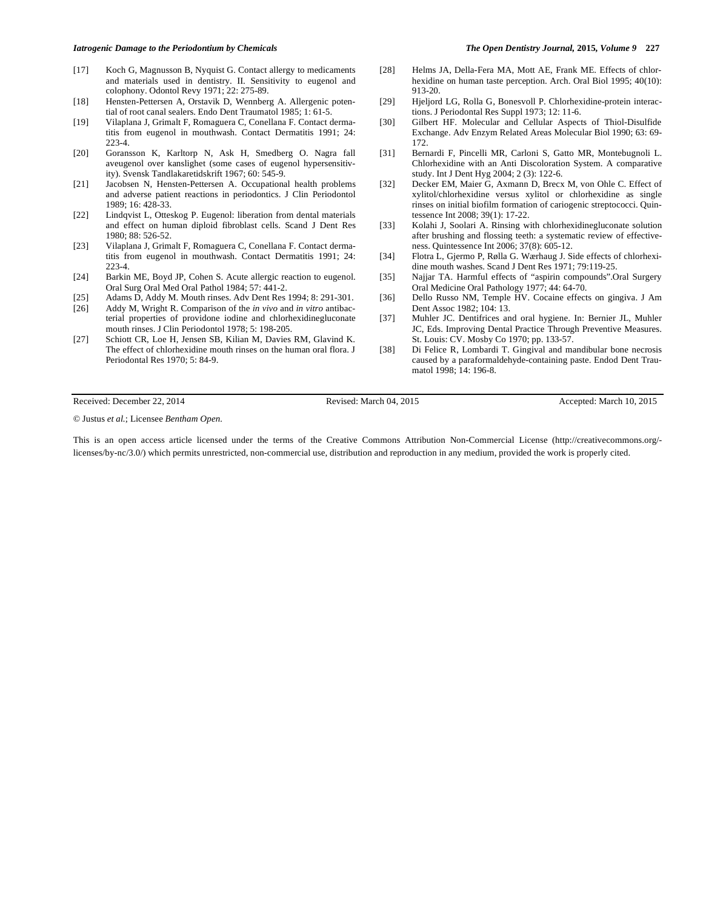[17] Koch G, Magnusson B, Nyquist G. Contact allergy to medicaments and materials used in dentistry. II. Sensitivity to eugenol and colophony. Odontol Revy 1971; 22: 275-89.

[18] Hensten-Pettersen A, Orstavik D, Wennberg A. Allergenic potential of root canal sealers. Endo Dent Traumatol 1985; 1: 61-5.

[19] Vilaplana J, Grimalt F, Romaguera C, Conellana F. Contact dermatitis from eugenol in mouthwash. Contact Dermatitis 1991; 24: 223-4.

[20] Goransson K, Karltorp N, Ask H, Smedberg O. Nagra fall aveugenol over kanslighet (some cases of eugenol hypersensitivity). Svensk Tandlakaretidskrift 1967; 60: 545-9.

[21] Jacobsen N, Hensten-Pettersen A. Occupational health problems and adverse patient reactions in periodontics. J Clin Periodontol 1989; 16: 428-33.

[22] Lindqvist L, Otteskog P. Eugenol: liberation from dental materials and effect on human diploid fibroblast cells. Scand J Dent Res 1980; 88: 526-52.

[23] Vilaplana J, Grimalt F, Romaguera C, Conellana F. Contact dermatitis from eugenol in mouthwash. Contact Dermatitis 1991; 24: 223-4.

[24] Barkin ME, Boyd JP, Cohen S. Acute allergic reaction to eugenol. Oral Surg Oral Med Oral Pathol 1984; 57: 441-2.

[25] Adams D, Addy M. Mouth rinses. Adv Dent Res 1994; 8: 291-301.

[26] Addy M, Wright R. Comparison of the *in vivo* and *in vitro* antibacterial properties of providone iodine and chlorhexidinegluconate mouth rinses. J Clin Periodontol 1978; 5: 198-205.

[27] Schiott CR, Loe H, Jensen SB, Kilian M, Davies RM, Glavind K. The effect of chlorhexidine mouth rinses on the human oral flora. J Periodontal Res 1970; 5: 84-9.

[28] Helms JA, Della-Fera MA, Mott AE, Frank ME. Effects of chlorhexidine on human taste perception. Arch. Oral Biol 1995; 40(10): 913-20.

[29] Hjeljord LG, Rolla G, Bonesvoll P. Chlorhexidine-protein interactions. J Periodontal Res Suppl 1973; 12: 11-6.

[30] Gilbert HF. Molecular and Cellular Aspects of Thiol-Disulfide Exchange. Adv Enzym Related Areas Molecular Biol 1990; 63: 69-172.

[31] Bernardi F, Pincelli MR, Carloni S, Gatto MR, Montebugnoli L. Chlorhexidine with an Anti Discoloration System. A comparative study. Int J Dent Hyg 2004; 2 (3): 122-6.

[32] Decker EM, Maier G, Axmann D, Brecx M, von Ohle C. Effect of xylitol/chlorhexidine versus xylitol or chlorhexidine as single rinses on initial biofilm formation of cariogenic streptococci. Quintessence Int 2008; 39(1): 17-22.

[33] Kolahi J, Soolari A. Rinsing with chlorhexidinegluconate solution after brushing and flossing teeth: a systematic review of effectiveness. Quintessence Int 2006; 37(8): 605-12.

[34] Flotra L, Gjermo P, Rølla G. Wærhaug J. Side effects of chlorhexidine mouth washes. Scand J Dent Res 1971; 79:119-25.

[35] Najjar TA. Harmful effects of "aspirin compounds".Oral Surgery Oral Medicine Oral Pathology 1977; 44: 64-70.

[36] Dello Russo NM, Temple HV. Cocaine effects on gingiva. J Am Dent Assoc 1982; 104: 13.

[37] Muhler JC. Dentifrices and oral hygiene. In: Bernier JL, Muhler JC, Eds. Improving Dental Practice Through Preventive Measures. St. Louis: CV. Mosby Co 1970; pp. 133-57.

[38] Di Felice R, Lombardi T. Gingival and mandibular bone necrosis caused by a paraformaldehyde-containing paste. Endod Dent Traumatol 1998; 14: 196-8.

---

Received: December 22, 2014 Revised: March 04, 2015 Accepted: March 10, 2015

© Justus *et al.*; Licensee *Bentham Open.*

This is an open access article licensed under the terms of the Creative Commons Attribution Non-Commercial License (http://creativecommons.org/-licenses/by-nc/3.0/) which permits unrestricted, non-commercial use, distribution and reproduction in any medium, provided the work is properly cited.